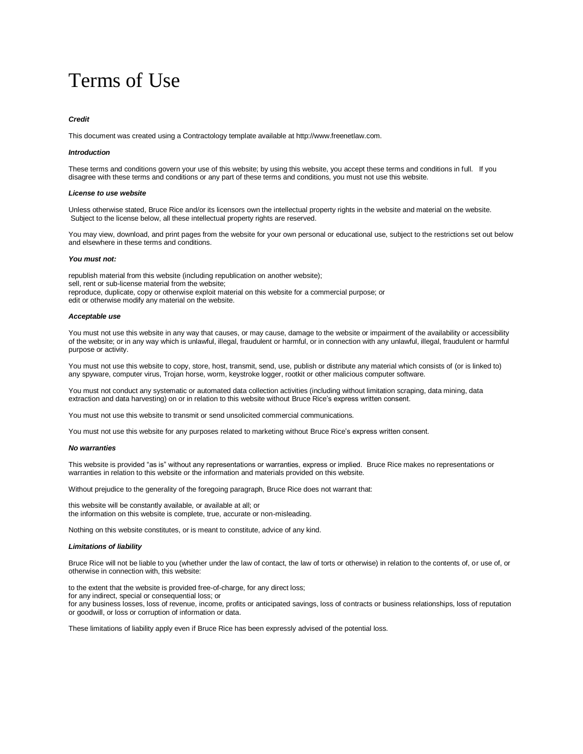# Terms of Use

***Credit***

This document was created using a Contractology template available at http://www.freenetlaw.com.

***Introduction***

These terms and conditions govern your use of this website; by using this website, you accept these terms and conditions in full. If you disagree with these terms and conditions or any part of these terms and conditions, you must not use this website.

***License to use website***

Unless otherwise stated, Bruce Rice and/or its licensors own the intellectual property rights in the website and material on the website. Subject to the license below, all these intellectual property rights are reserved.

You may view, download, and print pages from the website for your own personal or educational use, subject to the restrictions set out below and elsewhere in these terms and conditions.

***You must not:***

republish material from this website (including republication on another website);
sell, rent or sub-license material from the website;
reproduce, duplicate, copy or otherwise exploit material on this website for a commercial purpose; or
edit or otherwise modify any material on the website.

***Acceptable use***

You must not use this website in any way that causes, or may cause, damage to the website or impairment of the availability or accessibility of the website; or in any way which is unlawful, illegal, fraudulent or harmful, or in connection with any unlawful, illegal, fraudulent or harmful purpose or activity.

You must not use this website to copy, store, host, transmit, send, use, publish or distribute any material which consists of (or is linked to) any spyware, computer virus, Trojan horse, worm, keystroke logger, rootkit or other malicious computer software.

You must not conduct any systematic or automated data collection activities (including without limitation scraping, data mining, data extraction and data harvesting) on or in relation to this website without Bruce Rice's express written consent.

You must not use this website to transmit or send unsolicited commercial communications.

You must not use this website for any purposes related to marketing without Bruce Rice's express written consent.

***No warranties***

This website is provided "as is" without any representations or warranties, express or implied. Bruce Rice makes no representations or warranties in relation to this website or the information and materials provided on this website.

Without prejudice to the generality of the foregoing paragraph, Bruce Rice does not warrant that:

this website will be constantly available, or available at all; or
the information on this website is complete, true, accurate or non-misleading.

Nothing on this website constitutes, or is meant to constitute, advice of any kind.

***Limitations of liability***

Bruce Rice will not be liable to you (whether under the law of contact, the law of torts or otherwise) in relation to the contents of, or use of, or otherwise in connection with, this website:

to the extent that the website is provided free-of-charge, for any direct loss;
for any indirect, special or consequential loss; or
for any business losses, loss of revenue, income, profits or anticipated savings, loss of contracts or business relationships, loss of reputation or goodwill, or loss or corruption of information or data.

These limitations of liability apply even if Bruce Rice has been expressly advised of the potential loss.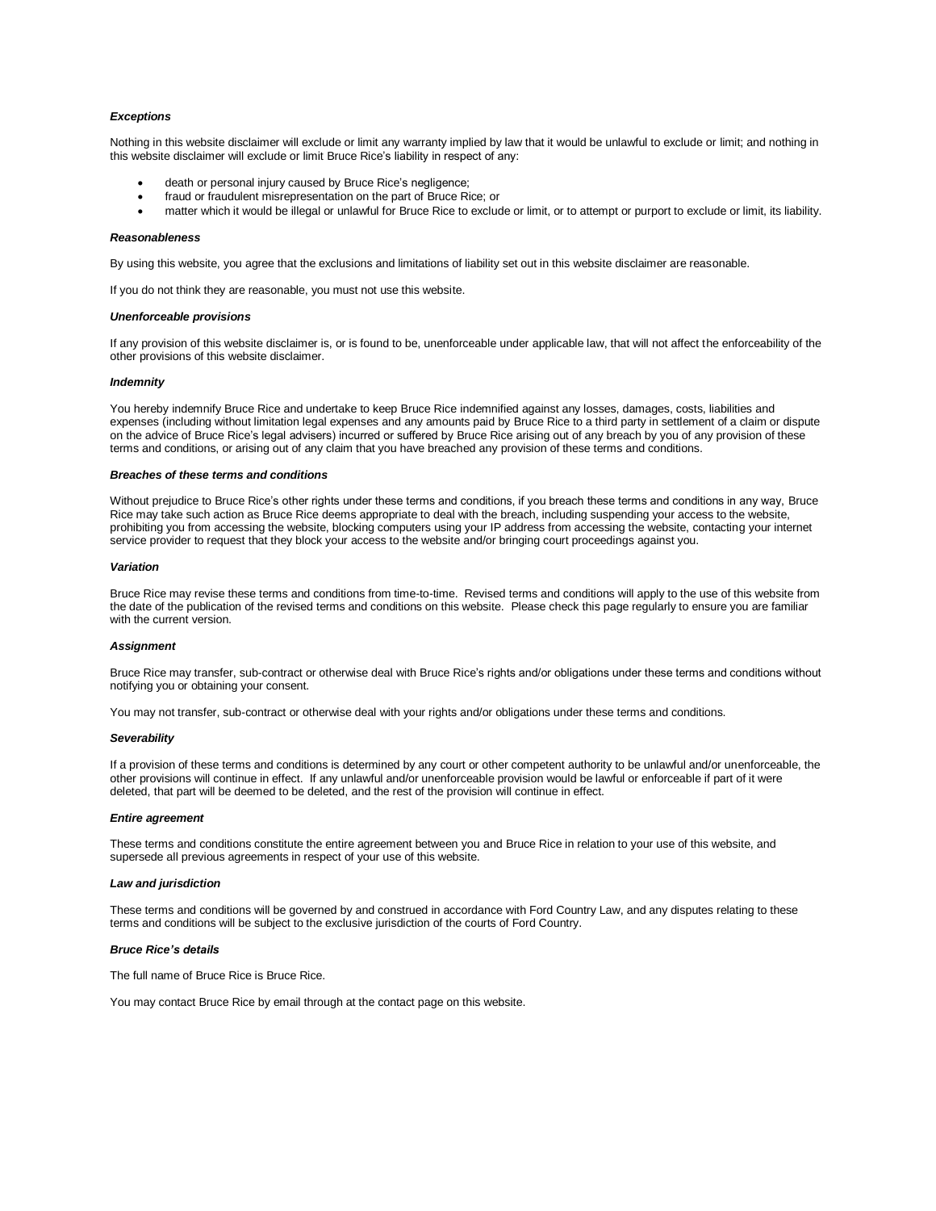***Exceptions***

Nothing in this website disclaimer will exclude or limit any warranty implied by law that it would be unlawful to exclude or limit; and nothing in this website disclaimer will exclude or limit Bruce Rice's liability in respect of any:

- death or personal injury caused by Bruce Rice's negligence;
- fraud or fraudulent misrepresentation on the part of Bruce Rice; or
- matter which it would be illegal or unlawful for Bruce Rice to exclude or limit, or to attempt or purport to exclude or limit, its liability.

***Reasonableness***

By using this website, you agree that the exclusions and limitations of liability set out in this website disclaimer are reasonable.

If you do not think they are reasonable, you must not use this website.

***Unenforceable provisions***

If any provision of this website disclaimer is, or is found to be, unenforceable under applicable law, that will not affect the enforceability of the other provisions of this website disclaimer.

***Indemnity***

You hereby indemnify Bruce Rice and undertake to keep Bruce Rice indemnified against any losses, damages, costs, liabilities and expenses (including without limitation legal expenses and any amounts paid by Bruce Rice to a third party in settlement of a claim or dispute on the advice of Bruce Rice's legal advisers) incurred or suffered by Bruce Rice arising out of any breach by you of any provision of these terms and conditions, or arising out of any claim that you have breached any provision of these terms and conditions.

***Breaches of these terms and conditions***

Without prejudice to Bruce Rice's other rights under these terms and conditions, if you breach these terms and conditions in any way, Bruce Rice may take such action as Bruce Rice deems appropriate to deal with the breach, including suspending your access to the website, prohibiting you from accessing the website, blocking computers using your IP address from accessing the website, contacting your internet service provider to request that they block your access to the website and/or bringing court proceedings against you.

***Variation***

Bruce Rice may revise these terms and conditions from time-to-time. Revised terms and conditions will apply to the use of this website from the date of the publication of the revised terms and conditions on this website. Please check this page regularly to ensure you are familiar with the current version.

***Assignment***

Bruce Rice may transfer, sub-contract or otherwise deal with Bruce Rice's rights and/or obligations under these terms and conditions without notifying you or obtaining your consent.

You may not transfer, sub-contract or otherwise deal with your rights and/or obligations under these terms and conditions.

***Severability***

If a provision of these terms and conditions is determined by any court or other competent authority to be unlawful and/or unenforceable, the other provisions will continue in effect. If any unlawful and/or unenforceable provision would be lawful or enforceable if part of it were deleted, that part will be deemed to be deleted, and the rest of the provision will continue in effect.

***Entire agreement***

These terms and conditions constitute the entire agreement between you and Bruce Rice in relation to your use of this website, and supersede all previous agreements in respect of your use of this website.

***Law and jurisdiction***

These terms and conditions will be governed by and construed in accordance with Ford Country Law, and any disputes relating to these terms and conditions will be subject to the exclusive jurisdiction of the courts of Ford Country.

***Bruce Rice's details***

The full name of Bruce Rice is Bruce Rice.

You may contact Bruce Rice by email through at the contact page on this website.